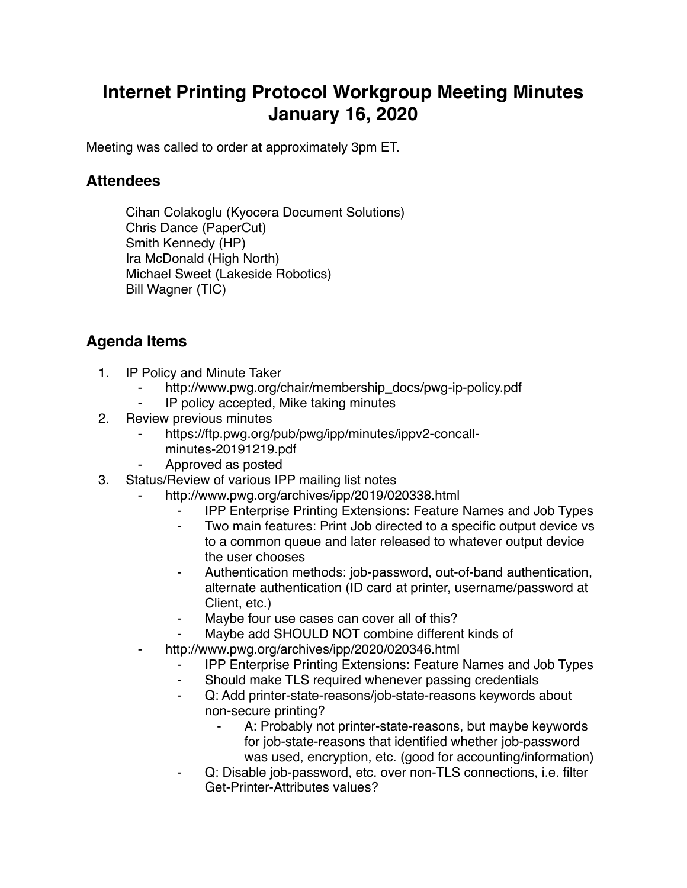# Internet Printing Protocol Workgroup Meeting Minutes
# January 16, 2020

Meeting was called to order at approximately 3pm ET.

## Attendees

Cihan Colakoglu (Kyocera Document Solutions)
Chris Dance (PaperCut)
Smith Kennedy (HP)
Ira McDonald (High North)
Michael Sweet (Lakeside Robotics)
Bill Wagner (TIC)

## Agenda Items

1. IP Policy and Minute Taker
    - http://www.pwg.org/chair/membership_docs/pwg-ip-policy.pdf
    - IP policy accepted, Mike taking minutes
2. Review previous minutes
    - https://ftp.pwg.org/pub/pwg/ipp/minutes/ippv2-concall-minutes-20191219.pdf
    - Approved as posted
3. Status/Review of various IPP mailing list notes
    - http://www.pwg.org/archives/ipp/2019/020338.html
        - IPP Enterprise Printing Extensions: Feature Names and Job Types
        - Two main features: Print Job directed to a specific output device vs to a common queue and later released to whatever output device the user chooses
        - Authentication methods: job-password, out-of-band authentication, alternate authentication (ID card at printer, username/password at Client, etc.)
        - Maybe four use cases can cover all of this?
        - Maybe add SHOULD NOT combine different kinds of
    - http://www.pwg.org/archives/ipp/2020/020346.html
        - IPP Enterprise Printing Extensions: Feature Names and Job Types
        - Should make TLS required whenever passing credentials
        - Q: Add printer-state-reasons/job-state-reasons keywords about non-secure printing?
            - A: Probably not printer-state-reasons, but maybe keywords for job-state-reasons that identified whether job-password was used, encryption, etc. (good for accounting/information)
        - Q: Disable job-password, etc. over non-TLS connections, i.e. filter Get-Printer-Attributes values?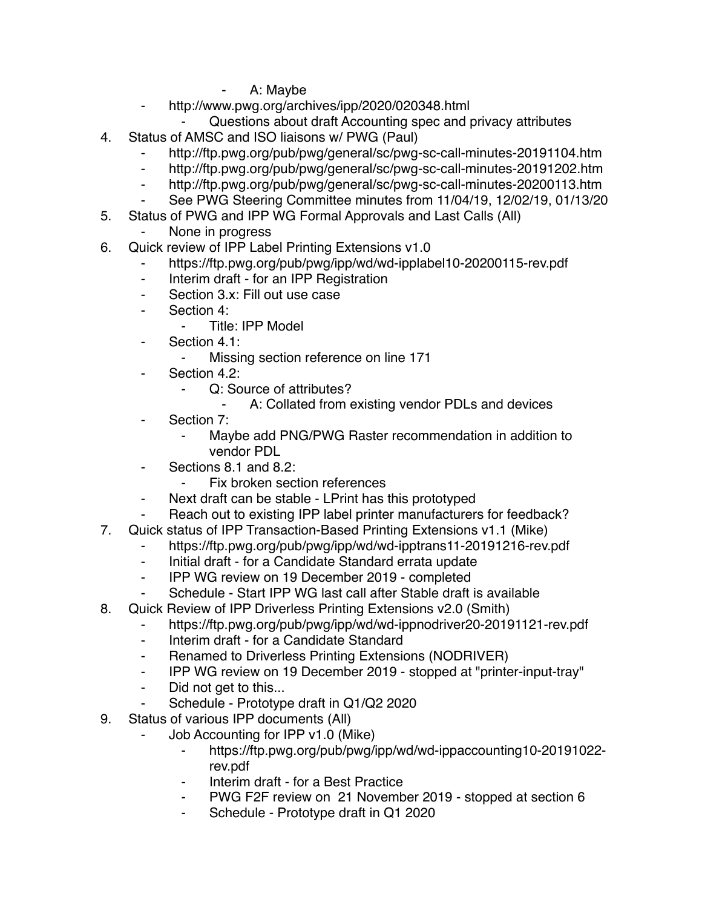- A: Maybe
    - http://www.pwg.org/archives/ipp/2020/020348.html
        - Questions about draft Accounting spec and privacy attributes
4. Status of AMSC and ISO liaisons w/ PWG (Paul)
    - http://ftp.pwg.org/pub/pwg/general/sc/pwg-sc-call-minutes-20191104.htm
    - http://ftp.pwg.org/pub/pwg/general/sc/pwg-sc-call-minutes-20191202.htm
    - http://ftp.pwg.org/pub/pwg/general/sc/pwg-sc-call-minutes-20200113.htm
    - See PWG Steering Committee minutes from 11/04/19, 12/02/19, 01/13/20
5. Status of PWG and IPP WG Formal Approvals and Last Calls (All)
    - None in progress
6. Quick review of IPP Label Printing Extensions v1.0
    - https://ftp.pwg.org/pub/pwg/ipp/wd/wd-ipplabel10-20200115-rev.pdf
    - Interim draft - for an IPP Registration
    - Section 3.x: Fill out use case
    - Section 4:
        - Title: IPP Model
    - Section 4.1:
        - Missing section reference on line 171
    - Section 4.2:
        - Q: Source of attributes?
            - A: Collated from existing vendor PDLs and devices
    - Section 7:
        - Maybe add PNG/PWG Raster recommendation in addition to vendor PDL
    - Sections 8.1 and 8.2:
        - Fix broken section references
    - Next draft can be stable - LPrint has this prototyped
    - Reach out to existing IPP label printer manufacturers for feedback?
7. Quick status of IPP Transaction-Based Printing Extensions v1.1 (Mike)
    - https://ftp.pwg.org/pub/pwg/ipp/wd/wd-ipptrans11-20191216-rev.pdf
    - Initial draft - for a Candidate Standard errata update
    - IPP WG review on 19 December 2019 - completed
    - Schedule - Start IPP WG last call after Stable draft is available
8. Quick Review of IPP Driverless Printing Extensions v2.0 (Smith)
    - https://ftp.pwg.org/pub/pwg/ipp/wd/wd-ippnodriver20-20191121-rev.pdf
    - Interim draft - for a Candidate Standard
    - Renamed to Driverless Printing Extensions (NODRIVER)
    - IPP WG review on 19 December 2019 - stopped at "printer-input-tray"
    - Did not get to this...
    - Schedule - Prototype draft in Q1/Q2 2020
9. Status of various IPP documents (All)
    - Job Accounting for IPP v1.0 (Mike)
        - https://ftp.pwg.org/pub/pwg/ipp/wd/wd-ippaccounting10-20191022-rev.pdf
        - Interim draft - for a Best Practice
        - PWG F2F review on 21 November 2019 - stopped at section 6
        - Schedule - Prototype draft in Q1 2020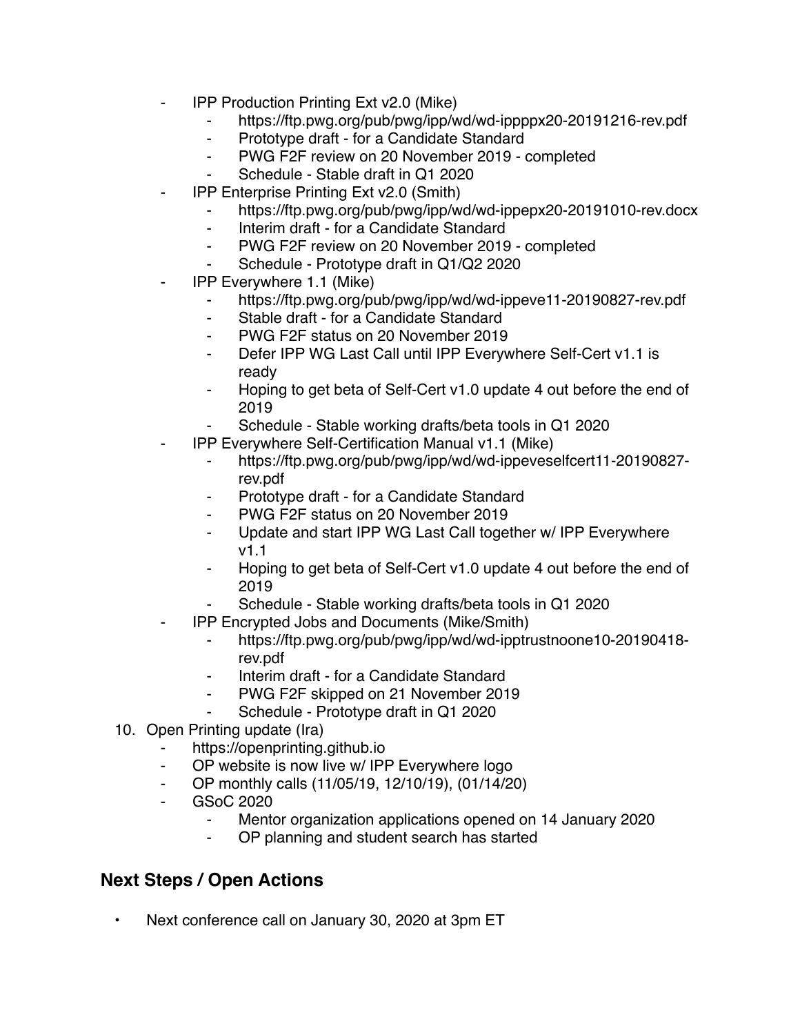- IPP Production Printing Ext v2.0 (Mike)
    - https://ftp.pwg.org/pub/pwg/ipp/wd/wd-ippppx20-20191216-rev.pdf
    - Prototype draft - for a Candidate Standard
    - PWG F2F review on 20 November 2019 - completed
    - Schedule - Stable draft in Q1 2020
- IPP Enterprise Printing Ext v2.0 (Smith)
    - https://ftp.pwg.org/pub/pwg/ipp/wd/wd-ippepx20-20191010-rev.docx
    - Interim draft - for a Candidate Standard
    - PWG F2F review on 20 November 2019 - completed
    - Schedule - Prototype draft in Q1/Q2 2020
- IPP Everywhere 1.1 (Mike)
    - https://ftp.pwg.org/pub/pwg/ipp/wd/wd-ippeve11-20190827-rev.pdf
    - Stable draft - for a Candidate Standard
    - PWG F2F status on 20 November 2019
    - Defer IPP WG Last Call until IPP Everywhere Self-Cert v1.1 is ready
    - Hoping to get beta of Self-Cert v1.0 update 4 out before the end of 2019
    - Schedule - Stable working drafts/beta tools in Q1 2020
- IPP Everywhere Self-Certification Manual v1.1 (Mike)
    - https://ftp.pwg.org/pub/pwg/ipp/wd/wd-ippeveselfcert11-20190827-rev.pdf
    - Prototype draft - for a Candidate Standard
    - PWG F2F status on 20 November 2019
    - Update and start IPP WG Last Call together w/ IPP Everywhere v1.1
    - Hoping to get beta of Self-Cert v1.0 update 4 out before the end of 2019
    - Schedule - Stable working drafts/beta tools in Q1 2020
- IPP Encrypted Jobs and Documents (Mike/Smith)
    - https://ftp.pwg.org/pub/pwg/ipp/wd/wd-ipptrustnoone10-20190418-rev.pdf
    - Interim draft - for a Candidate Standard
    - PWG F2F skipped on 21 November 2019
    - Schedule - Prototype draft in Q1 2020

10. Open Printing update (Ira)
    - https://openprinting.github.io
    - OP website is now live w/ IPP Everywhere logo
    - OP monthly calls (11/05/19, 12/10/19), (01/14/20)
    - GSoC 2020
        - Mentor organization applications opened on 14 January 2020
        - OP planning and student search has started

## Next Steps / Open Actions

- Next conference call on January 30, 2020 at 3pm ET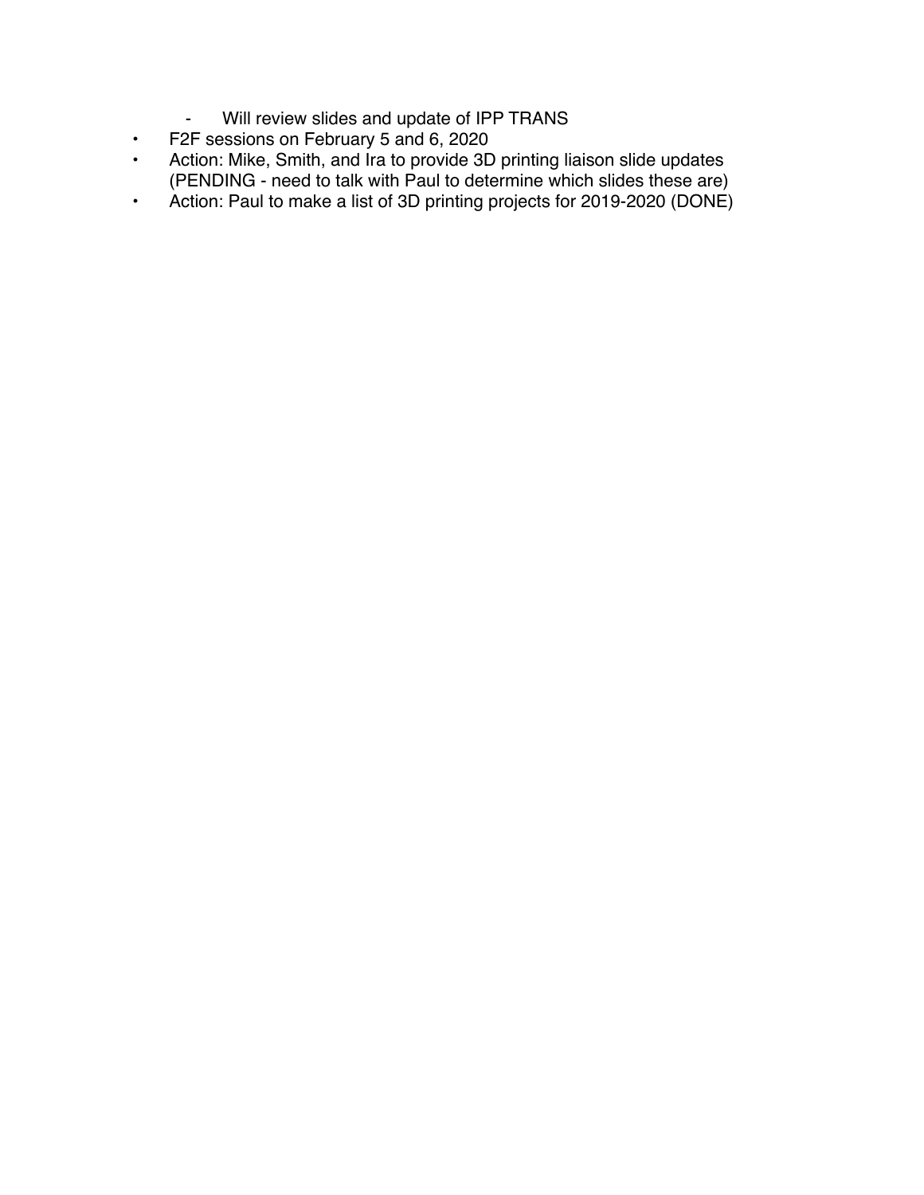- Will review slides and update of IPP TRANS
- F2F sessions on February 5 and 6, 2020
- Action: Mike, Smith, and Ira to provide 3D printing liaison slide updates (PENDING - need to talk with Paul to determine which slides these are)
- Action: Paul to make a list of 3D printing projects for 2019-2020 (DONE)